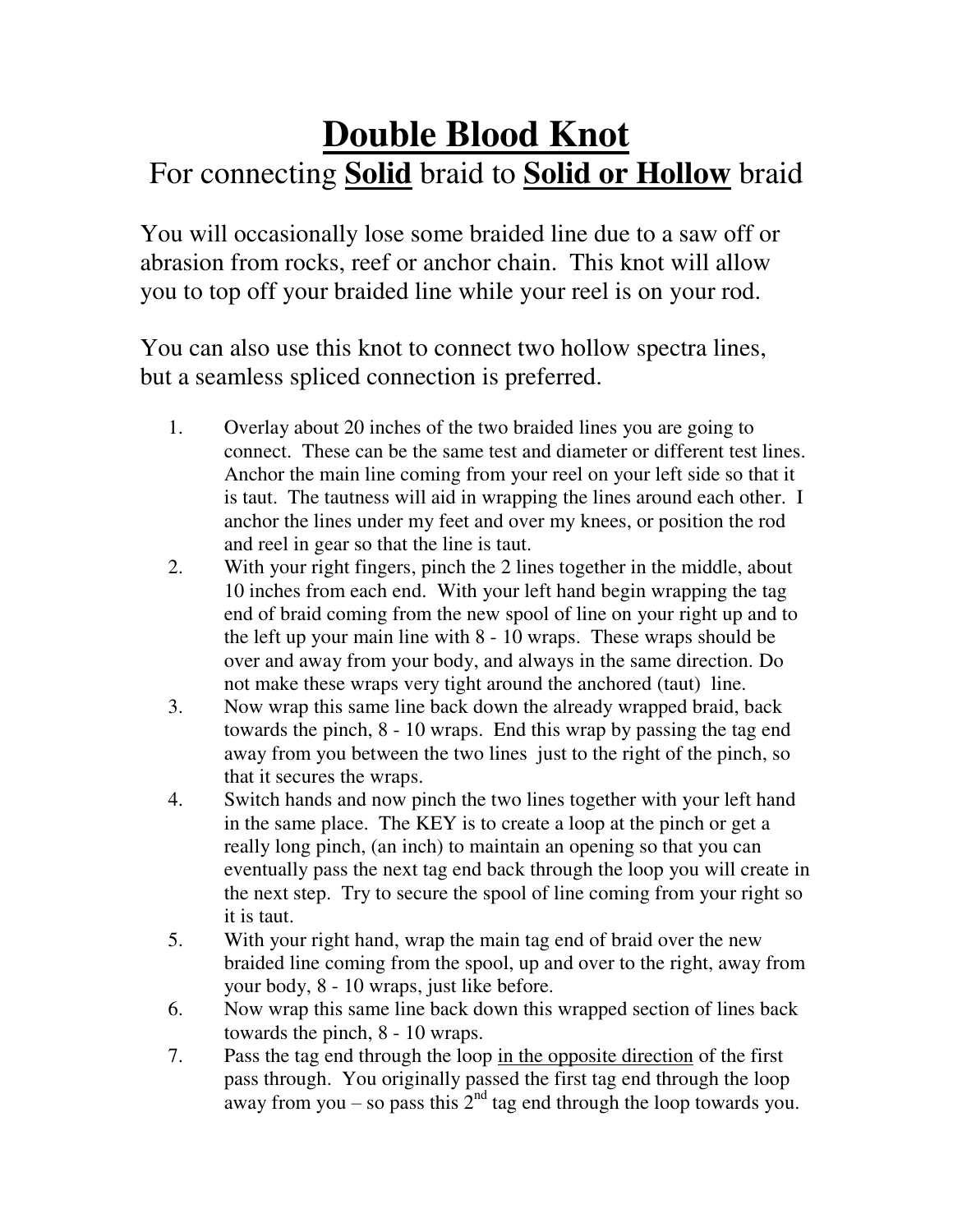# Double Blood Knot

## For connecting **Solid** braid to **Solid or Hollow** braid

You will occasionally lose some braided line due to a saw off or abrasion from rocks, reef or anchor chain. This knot will allow you to top off your braided line while your reel is on your rod.

You can also use this knot to connect two hollow spectra lines, but a seamless spliced connection is preferred.

1. Overlay about 20 inches of the two braided lines you are going to connect. These can be the same test and diameter or different test lines. Anchor the main line coming from your reel on your left side so that it is taut. The tautness will aid in wrapping the lines around each other. I anchor the lines under my feet and over my knees, or position the rod and reel in gear so that the line is taut.
2. With your right fingers, pinch the 2 lines together in the middle, about 10 inches from each end. With your left hand begin wrapping the tag end of braid coming from the new spool of line on your right up and to the left up your main line with 8 - 10 wraps. These wraps should be over and away from your body, and always in the same direction. Do not make these wraps very tight around the anchored (taut) line.
3. Now wrap this same line back down the already wrapped braid, back towards the pinch, 8 - 10 wraps. End this wrap by passing the tag end away from you between the two lines just to the right of the pinch, so that it secures the wraps.
4. Switch hands and now pinch the two lines together with your left hand in the same place. The KEY is to create a loop at the pinch or get a really long pinch, (an inch) to maintain an opening so that you can eventually pass the next tag end back through the loop you will create in the next step. Try to secure the spool of line coming from your right so it is taut.
5. With your right hand, wrap the main tag end of braid over the new braided line coming from the spool, up and over to the right, away from your body, 8 - 10 wraps, just like before.
6. Now wrap this same line back down this wrapped section of lines back towards the pinch, 8 - 10 wraps.
7. Pass the tag end through the loop <u>in the opposite direction</u> of the first pass through. You originally passed the first tag end through the loop away from you – so pass this 2nd tag end through the loop towards you.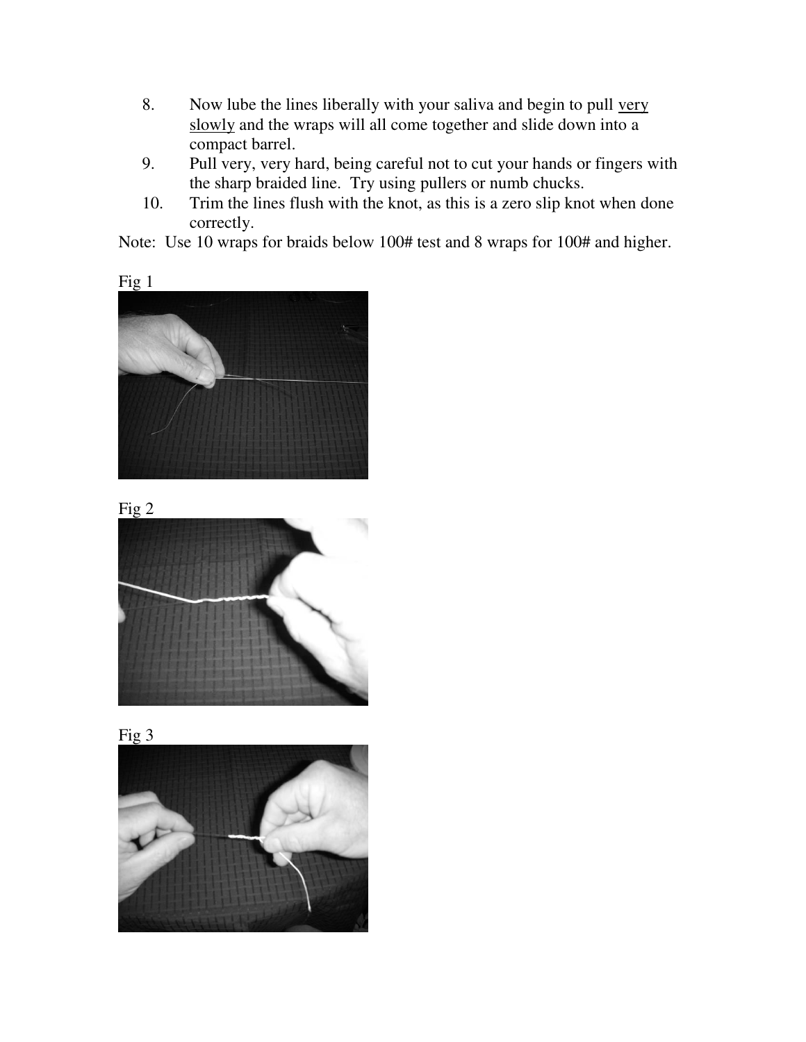8. Now lube the lines liberally with your saliva and begin to pull <u>very slowly</u> and the wraps will all come together and slide down into a compact barrel.
9. Pull very, very hard, being careful not to cut your hands or fingers with the sharp braided line. Try using pullers or numb chucks.
10. Trim the lines flush with the knot, as this is a zero slip knot when done correctly.

Note: Use 10 wraps for braids below 100# test and 8 wraps for 100# and higher.

Fig 1

Fig 2

Fig 3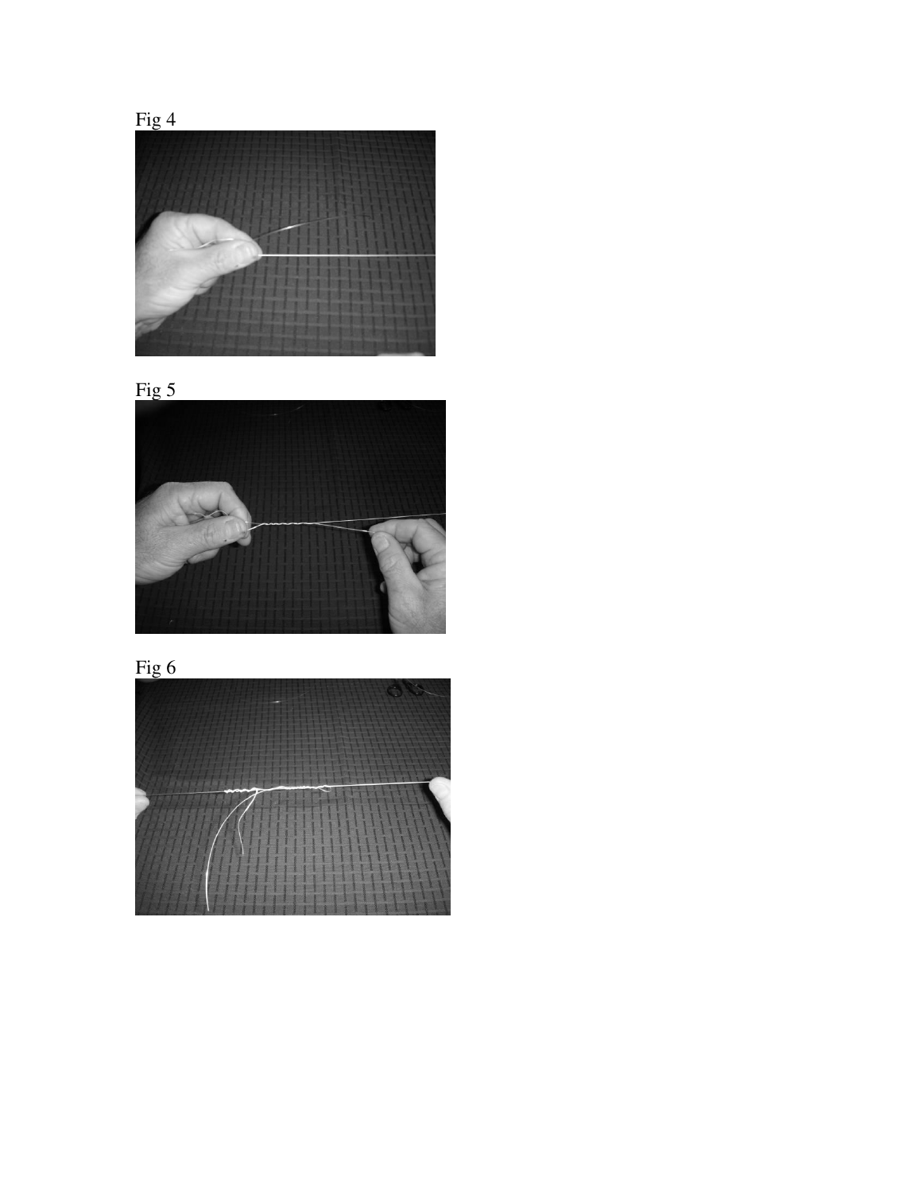Fig 4

Fig 5

Fig 6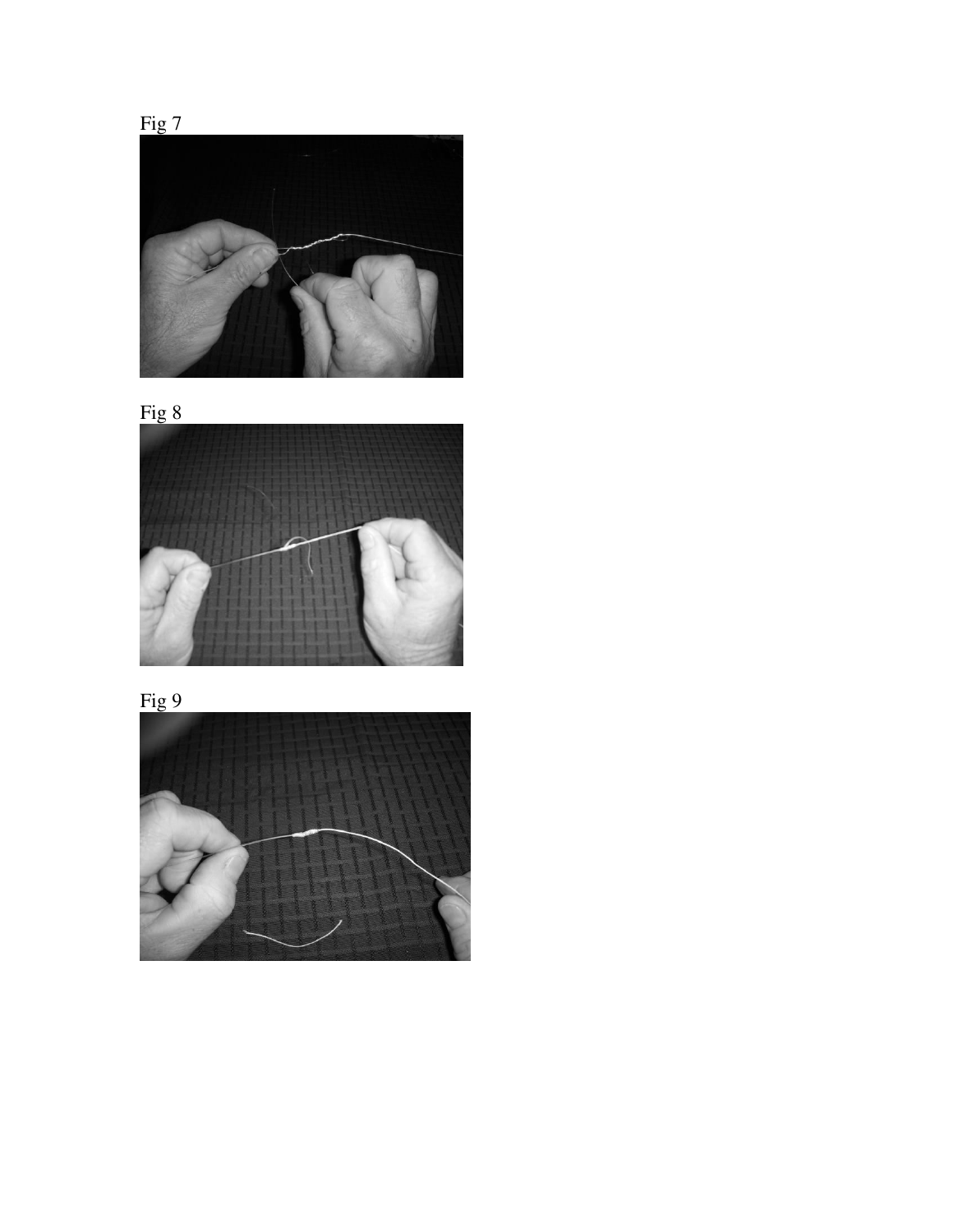Fig 7

Fig 8

Fig 9